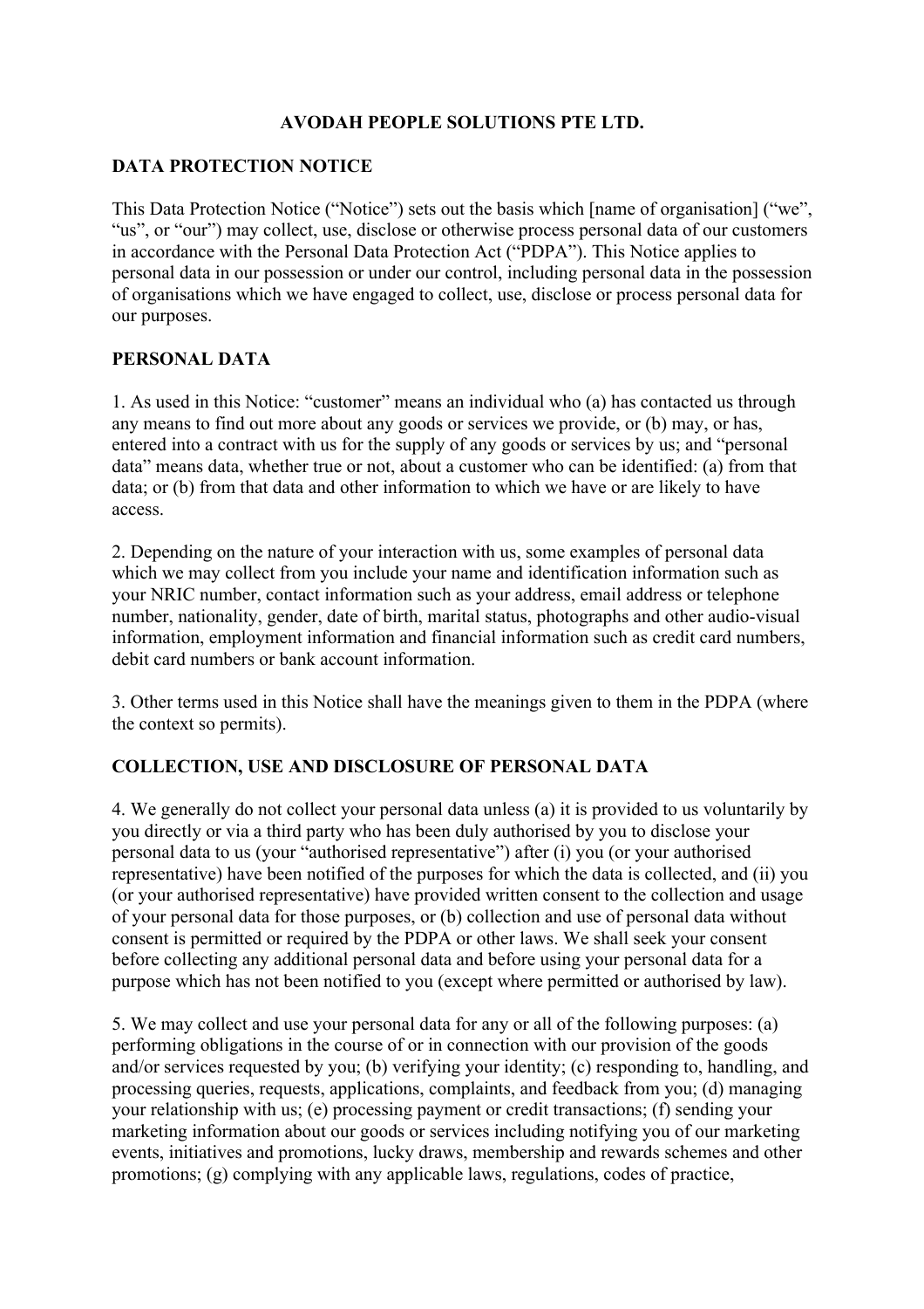# AVODAH PEOPLE SOLUTIONS PTE LTD.

## DATA PROTECTION NOTICE

This Data Protection Notice ("Notice") sets out the basis which [name of organisation] ("we", "us", or "our") may collect, use, disclose or otherwise process personal data of our customers in accordance with the Personal Data Protection Act ("PDPA"). This Notice applies to personal data in our possession or under our control, including personal data in the possession of organisations which we have engaged to collect, use, disclose or process personal data for our purposes.

## PERSONAL DATA

1. As used in this Notice: "customer" means an individual who (a) has contacted us through any means to find out more about any goods or services we provide, or (b) may, or has, entered into a contract with us for the supply of any goods or services by us; and "personal data" means data, whether true or not, about a customer who can be identified: (a) from that data; or (b) from that data and other information to which we have or are likely to have access.

2. Depending on the nature of your interaction with us, some examples of personal data which we may collect from you include your name and identification information such as your NRIC number, contact information such as your address, email address or telephone number, nationality, gender, date of birth, marital status, photographs and other audio-visual information, employment information and financial information such as credit card numbers, debit card numbers or bank account information.

3. Other terms used in this Notice shall have the meanings given to them in the PDPA (where the context so permits).

## COLLECTION, USE AND DISCLOSURE OF PERSONAL DATA

4. We generally do not collect your personal data unless (a) it is provided to us voluntarily by you directly or via a third party who has been duly authorised by you to disclose your personal data to us (your "authorised representative") after (i) you (or your authorised representative) have been notified of the purposes for which the data is collected, and (ii) you (or your authorised representative) have provided written consent to the collection and usage of your personal data for those purposes, or (b) collection and use of personal data without consent is permitted or required by the PDPA or other laws. We shall seek your consent before collecting any additional personal data and before using your personal data for a purpose which has not been notified to you (except where permitted or authorised by law).

5. We may collect and use your personal data for any or all of the following purposes: (a) performing obligations in the course of or in connection with our provision of the goods and/or services requested by you; (b) verifying your identity; (c) responding to, handling, and processing queries, requests, applications, complaints, and feedback from you; (d) managing your relationship with us; (e) processing payment or credit transactions; (f) sending your marketing information about our goods or services including notifying you of our marketing events, initiatives and promotions, lucky draws, membership and rewards schemes and other promotions; (g) complying with any applicable laws, regulations, codes of practice,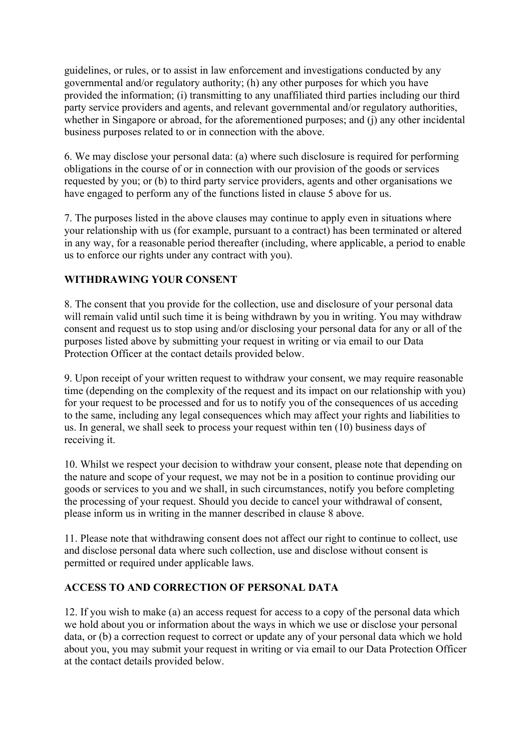guidelines, or rules, or to assist in law enforcement and investigations conducted by any governmental and/or regulatory authority; (h) any other purposes for which you have provided the information; (i) transmitting to any unaffiliated third parties including our third party service providers and agents, and relevant governmental and/or regulatory authorities, whether in Singapore or abroad, for the aforementioned purposes; and (j) any other incidental business purposes related to or in connection with the above.

6. We may disclose your personal data: (a) where such disclosure is required for performing obligations in the course of or in connection with our provision of the goods or services requested by you; or (b) to third party service providers, agents and other organisations we have engaged to perform any of the functions listed in clause 5 above for us.

7. The purposes listed in the above clauses may continue to apply even in situations where your relationship with us (for example, pursuant to a contract) has been terminated or altered in any way, for a reasonable period thereafter (including, where applicable, a period to enable us to enforce our rights under any contract with you).

**WITHDRAWING YOUR CONSENT**

8. The consent that you provide for the collection, use and disclosure of your personal data will remain valid until such time it is being withdrawn by you in writing. You may withdraw consent and request us to stop using and/or disclosing your personal data for any or all of the purposes listed above by submitting your request in writing or via email to our Data Protection Officer at the contact details provided below.

9. Upon receipt of your written request to withdraw your consent, we may require reasonable time (depending on the complexity of the request and its impact on our relationship with you) for your request to be processed and for us to notify you of the consequences of us acceding to the same, including any legal consequences which may affect your rights and liabilities to us. In general, we shall seek to process your request within ten (10) business days of receiving it.

10. Whilst we respect your decision to withdraw your consent, please note that depending on the nature and scope of your request, we may not be in a position to continue providing our goods or services to you and we shall, in such circumstances, notify you before completing the processing of your request. Should you decide to cancel your withdrawal of consent, please inform us in writing in the manner described in clause 8 above.

11. Please note that withdrawing consent does not affect our right to continue to collect, use and disclose personal data where such collection, use and disclose without consent is permitted or required under applicable laws.

**ACCESS TO AND CORRECTION OF PERSONAL DATA**

12. If you wish to make (a) an access request for access to a copy of the personal data which we hold about you or information about the ways in which we use or disclose your personal data, or (b) a correction request to correct or update any of your personal data which we hold about you, you may submit your request in writing or via email to our Data Protection Officer at the contact details provided below.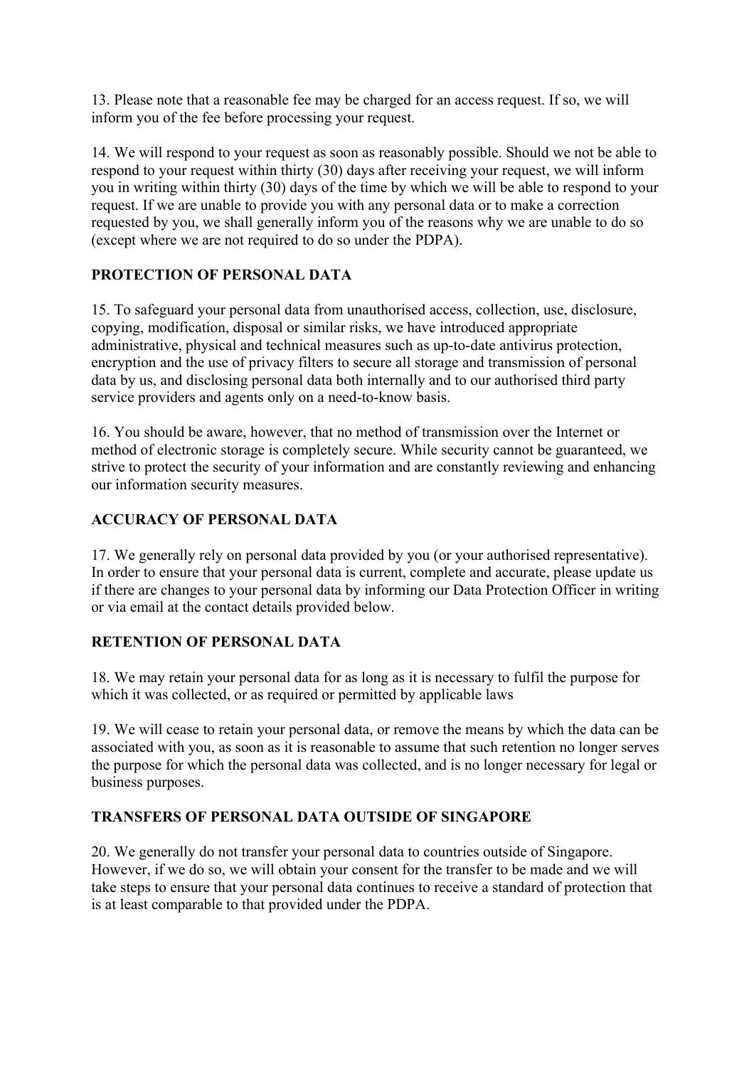13. Please note that a reasonable fee may be charged for an access request. If so, we will inform you of the fee before processing your request.

14. We will respond to your request as soon as reasonably possible. Should we not be able to respond to your request within thirty (30) days after receiving your request, we will inform you in writing within thirty (30) days of the time by which we will be able to respond to your request. If we are unable to provide you with any personal data or to make a correction requested by you, we shall generally inform you of the reasons why we are unable to do so (except where we are not required to do so under the PDPA).

## PROTECTION OF PERSONAL DATA

15. To safeguard your personal data from unauthorised access, collection, use, disclosure, copying, modification, disposal or similar risks, we have introduced appropriate administrative, physical and technical measures such as up-to-date antivirus protection, encryption and the use of privacy filters to secure all storage and transmission of personal data by us, and disclosing personal data both internally and to our authorised third party service providers and agents only on a need-to-know basis.

16. You should be aware, however, that no method of transmission over the Internet or method of electronic storage is completely secure. While security cannot be guaranteed, we strive to protect the security of your information and are constantly reviewing and enhancing our information security measures.

## ACCURACY OF PERSONAL DATA

17. We generally rely on personal data provided by you (or your authorised representative). In order to ensure that your personal data is current, complete and accurate, please update us if there are changes to your personal data by informing our Data Protection Officer in writing or via email at the contact details provided below.

## RETENTION OF PERSONAL DATA

18. We may retain your personal data for as long as it is necessary to fulfil the purpose for which it was collected, or as required or permitted by applicable laws

19. We will cease to retain your personal data, or remove the means by which the data can be associated with you, as soon as it is reasonable to assume that such retention no longer serves the purpose for which the personal data was collected, and is no longer necessary for legal or business purposes.

## TRANSFERS OF PERSONAL DATA OUTSIDE OF SINGAPORE

20. We generally do not transfer your personal data to countries outside of Singapore. However, if we do so, we will obtain your consent for the transfer to be made and we will take steps to ensure that your personal data continues to receive a standard of protection that is at least comparable to that provided under the PDPA.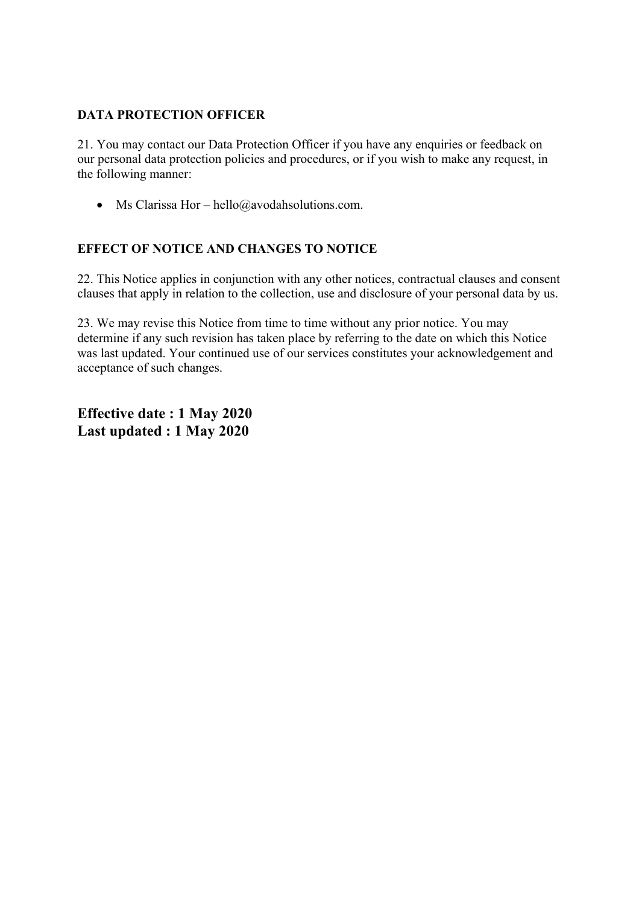## DATA PROTECTION OFFICER

21. You may contact our Data Protection Officer if you have any enquiries or feedback on our personal data protection policies and procedures, or if you wish to make any request, in the following manner:

- Ms Clarissa Hor – hello@avodahsolutions.com.

## EFFECT OF NOTICE AND CHANGES TO NOTICE

22. This Notice applies in conjunction with any other notices, contractual clauses and consent clauses that apply in relation to the collection, use and disclosure of your personal data by us.

23. We may revise this Notice from time to time without any prior notice. You may determine if any such revision has taken place by referring to the date on which this Notice was last updated. Your continued use of our services constitutes your acknowledgement and acceptance of such changes.

**Effective date : 1 May 2020**
**Last updated : 1 May 2020**